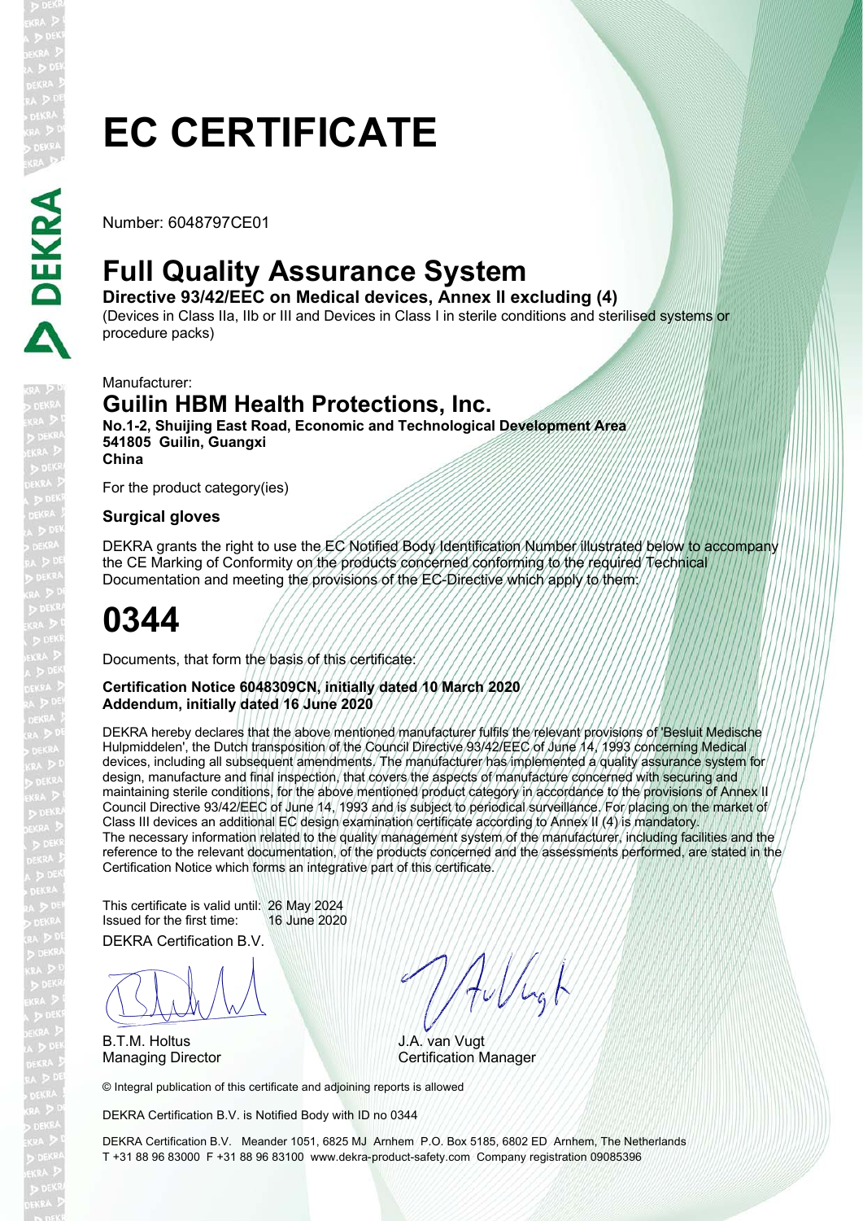# EC CERTIFICATE

Number: 6048797CE01

## Full Quality Assurance System

**Directive 93/42/EEC on Medical devices, Annex II excluding (4)**

(Devices in Class IIa, IIb or III and Devices in Class I in sterile conditions and sterilised systems or procedure packs)

Manufacturer:

## Guilin HBM Health Protections, Inc.

**No.1-2, Shuijing East Road, Economic and Technological Development Area**
**541805 Guilin, Guangxi**
**China**

For the product category(ies)

**Surgical gloves**

DEKRA grants the right to use the EC Notified Body Identification Number illustrated below to accompany the CE Marking of Conformity on the products concerned conforming to the required Technical Documentation and meeting the provisions of the EC-Directive which apply to them:

# 0344

Documents, that form the basis of this certificate:

**Certification Notice 6048309CN, initially dated 10 March 2020**
**Addendum, initially dated 16 June 2020**

DEKRA hereby declares that the above mentioned manufacturer fulfils the relevant provisions of 'Besluit Medische Hulpmiddelen', the Dutch transposition of the Council Directive 93/42/EEC of June 14, 1993 concerning Medical devices, including all subsequent amendments. The manufacturer has implemented a quality assurance system for design, manufacture and final inspection, that covers the aspects of manufacture concerned with securing and maintaining sterile conditions, for the above mentioned product category in accordance to the provisions of Annex II Council Directive 93/42/EEC of June 14, 1993 and is subject to periodical surveillance. For placing on the market of Class III devices an additional EC design examination certificate according to Annex II (4) is mandatory.
The necessary information related to the quality management system of the manufacturer, including facilities and the reference to the relevant documentation, of the products concerned and the assessments performed, are stated in the Certification Notice which forms an integrative part of this certificate.

This certificate is valid until: 26 May 2024
Issued for the first time: 16 June 2020

DEKRA Certification B.V.

B.T.M. Holtus
Managing Director

J.A. van Vugt
Certification Manager

© Integral publication of this certificate and adjoining reports is allowed

DEKRA Certification B.V. is Notified Body with ID no 0344

DEKRA Certification B.V. Meander 1051, 6825 MJ Arnhem P.O. Box 5185, 6802 ED Arnhem, The Netherlands
T +31 88 96 83000 F +31 88 96 83100 www.dekra-product-safety.com Company registration 09085396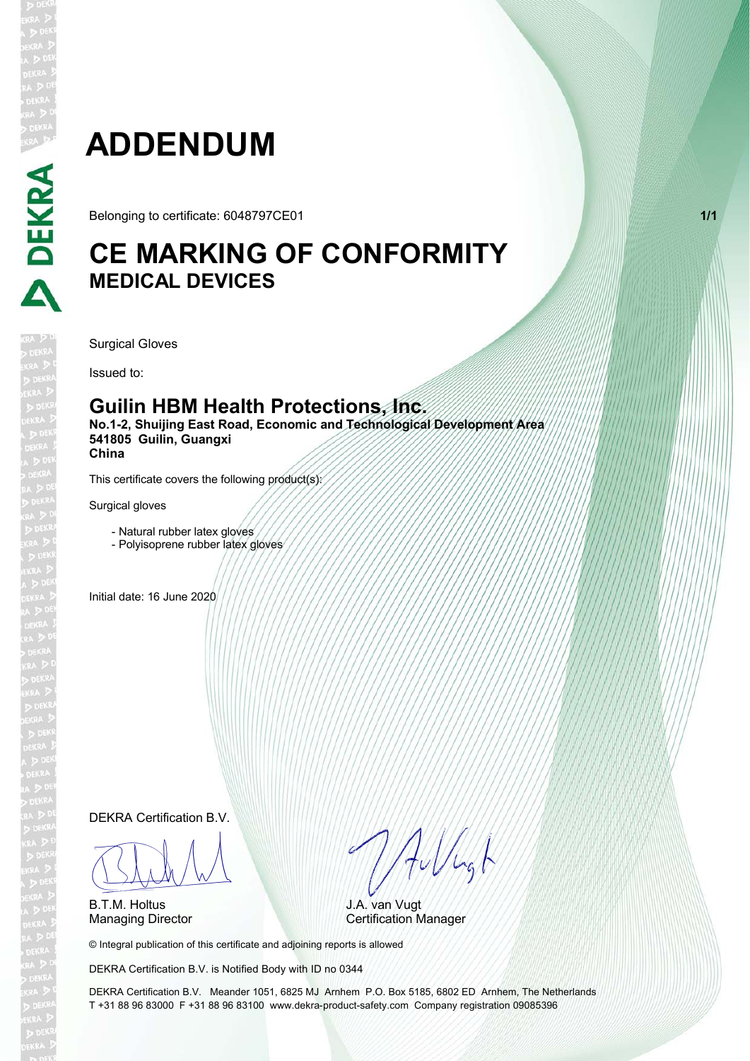# ADDENDUM

Belonging to certificate: 6048797CE01

# CE MARKING OF CONFORMITY
## MEDICAL DEVICES

Surgical Gloves

Issued to:

## Guilin HBM Health Protections, Inc.
**No.1-2, Shuijing East Road, Economic and Technological Development Area**
**541805 Guilin, Guangxi**
**China**

This certificate covers the following product(s):

Surgical gloves

- Natural rubber latex gloves
- Polyisoprene rubber latex gloves

Initial date: 16 June 2020

DEKRA Certification B.V.

B.T.M. Holtus
Managing Director

J.A. van Vugt
Certification Manager

© Integral publication of this certificate and adjoining reports is allowed

DEKRA Certification B.V. is Notified Body with ID no 0344

DEKRA Certification B.V. Meander 1051, 6825 MJ Arnhem P.O. Box 5185, 6802 ED Arnhem, The Netherlands
T +31 88 96 83000 F +31 88 96 83100 www.dekra-product-safety.com Company registration 09085396